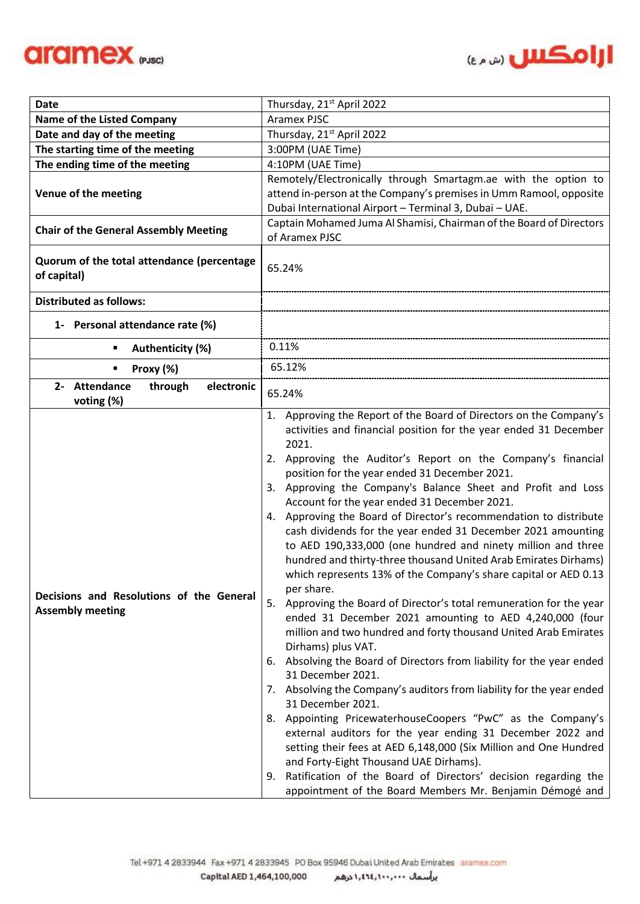| | |
|---|---|
| **Date** | Thursday, 21st April 2022 |
| **Name of the Listed Company** | Aramex PJSC |
| **Date and day of the meeting** | Thursday, 21st April 2022 |
| **The starting time of the meeting** | 3:00PM (UAE Time) |
| **The ending time of the meeting** | 4:10PM (UAE Time) |
| **Venue of the meeting** | Remotely/Electronically through Smartagm.ae with the option to attend in-person at the Company's premises in Umm Ramool, opposite Dubai International Airport – Terminal 3, Dubai – UAE. |
| **Chair of the General Assembly Meeting** | Captain Mohamed Juma Al Shamisi, Chairman of the Board of Directors of Aramex PJSC |
| **Quorum of the total attendance (percentage of capital)** | 65.24% |
| **Distributed as follows:** | |
| **1- Personal attendance rate (%)** | |
| ▪ **Authenticity (%)** | 0.11% |
| ▪ **Proxy (%)** | 65.12% |
| **2- Attendance through electronic voting (%)** | 65.24% |
| **Decisions and Resolutions of the General Assembly meeting** | 1. Approving the Report of the Board of Directors on the Company's activities and financial position for the year ended 31 December 2021.<br>2. Approving the Auditor's Report on the Company's financial position for the year ended 31 December 2021.<br>3. Approving the Company's Balance Sheet and Profit and Loss Account for the year ended 31 December 2021.<br>4. Approving the Board of Director's recommendation to distribute cash dividends for the year ended 31 December 2021 amounting to AED 190,333,000 (one hundred and ninety million and three hundred and thirty-three thousand United Arab Emirates Dirhams) which represents 13% of the Company's share capital or AED 0.13 per share.<br>5. Approving the Board of Director's total remuneration for the year ended 31 December 2021 amounting to AED 4,240,000 (four million and two hundred and forty thousand United Arab Emirates Dirhams) plus VAT.<br>6. Absolving the Board of Directors from liability for the year ended 31 December 2021.<br>7. Absolving the Company's auditors from liability for the year ended 31 December 2021.<br>8. Appointing PricewaterhouseCoopers "PwC" as the Company's external auditors for the year ending 31 December 2022 and setting their fees at AED 6,148,000 (Six Million and One Hundred and Forty-Eight Thousand UAE Dirhams).<br>9. Ratification of the Board of Directors' decision regarding the appointment of the Board Members Mr. Benjamin Démogé and |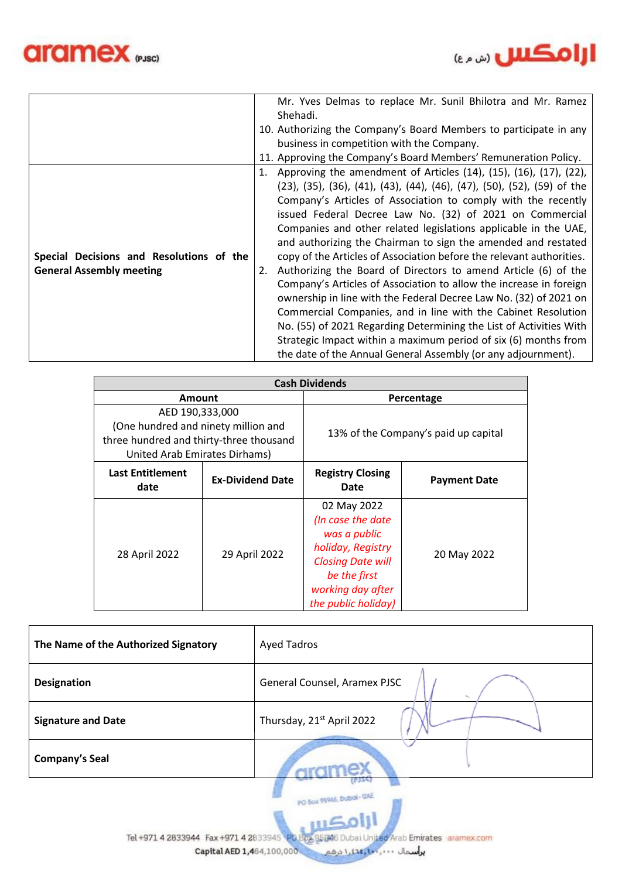| | |
|---|---|
| | Mr. Yves Delmas to replace Mr. Sunil Bhilotra and Mr. Ramez Shehadi.<br>10. Authorizing the Company's Board Members to participate in any business in competition with the Company.<br>11. Approving the Company's Board Members' Remuneration Policy. |
| **Special Decisions and Resolutions of the General Assembly meeting** | 1. Approving the amendment of Articles (14), (15), (16), (17), (22), (23), (35), (36), (41), (43), (44), (46), (47), (50), (52), (59) of the Company's Articles of Association to comply with the recently issued Federal Decree Law No. (32) of 2021 on Commercial Companies and other related legislations applicable in the UAE, and authorizing the Chairman to sign the amended and restated copy of the Articles of Association before the relevant authorities.<br>2. Authorizing the Board of Directors to amend Article (6) of the Company's Articles of Association to allow the increase in foreign ownership in line with the Federal Decree Law No. (32) of 2021 on Commercial Companies, and in line with the Cabinet Resolution No. (55) of 2021 Regarding Determining the List of Activities With Strategic Impact within a maximum period of six (6) months from the date of the Annual General Assembly (or any adjournment). |

| **Cash Dividends** | | | |
|---|---|---|---|
| **Amount** | | **Percentage** | |
| AED 190,333,000 (One hundred and ninety million and three hundred and thirty-three thousand United Arab Emirates Dirhams) | | 13% of the Company's paid up capital | |
| **Last Entitlement date** | **Ex-Dividend Date** | **Registry Closing Date** | **Payment Date** |
| 28 April 2022 | 29 April 2022 | 02 May 2022 *(In case the date was a public holiday, Registry Closing Date will be the first working day after the public holiday)* | 20 May 2022 |

| | |
|---|---|
| **The Name of the Authorized Signatory** | Ayed Tadros |
| **Designation** | General Counsel, Aramex PJSC |
| **Signature and Date** | Thursday, 21st April 2022 |
| **Company's Seal** | |